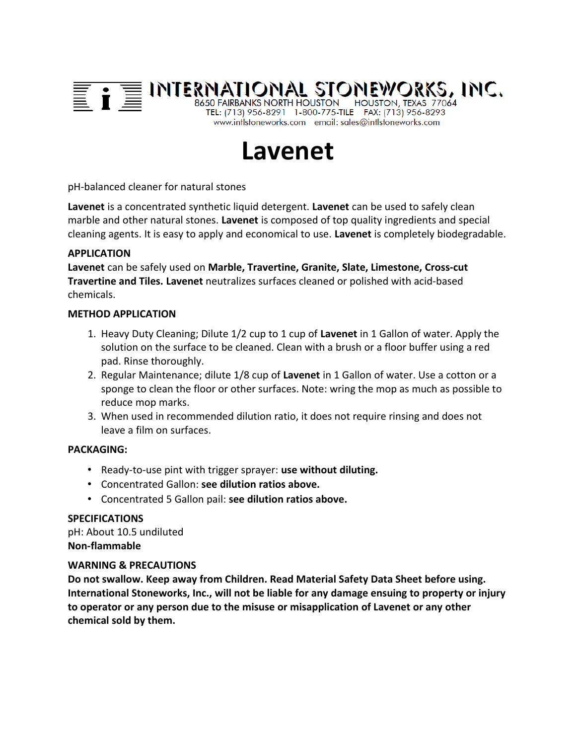**INTERNATIONAL STONEWORKS, INC.**
8650 FAIRBANKS NORTH HOUSTON HOUSTON, TEXAS 77064
TEL: (713) 956-8291 1-800-775-TILE FAX: (713) 956-8293
www.intlstoneworks.com email: sales@intlstoneworks.com

# Lavenet

pH-balanced cleaner for natural stones

**Lavenet** is a concentrated synthetic liquid detergent. **Lavenet** can be used to safely clean marble and other natural stones. **Lavenet** is composed of top quality ingredients and special cleaning agents. It is easy to apply and economical to use. **Lavenet** is completely biodegradable.

**APPLICATION**
**Lavenet** can be safely used on **Marble, Travertine, Granite, Slate, Limestone, Cross-cut Travertine and Tiles. Lavenet** neutralizes surfaces cleaned or polished with acid-based chemicals.

**METHOD APPLICATION**

1. Heavy Duty Cleaning; Dilute 1/2 cup to 1 cup of **Lavenet** in 1 Gallon of water. Apply the solution on the surface to be cleaned. Clean with a brush or a floor buffer using a red pad. Rinse thoroughly.
2. Regular Maintenance; dilute 1/8 cup of **Lavenet** in 1 Gallon of water. Use a cotton or a sponge to clean the floor or other surfaces. Note: wring the mop as much as possible to reduce mop marks.
3. When used in recommended dilution ratio, it does not require rinsing and does not leave a film on surfaces.

**PACKAGING:**

- Ready-to-use pint with trigger sprayer: **use without diluting.**
- Concentrated Gallon: **see dilution ratios above.**
- Concentrated 5 Gallon pail: **see dilution ratios above.**

**SPECIFICATIONS**
pH: About 10.5 undiluted
**Non-flammable**

**WARNING & PRECAUTIONS**
**Do not swallow. Keep away from Children. Read Material Safety Data Sheet before using. International Stoneworks, Inc., will not be liable for any damage ensuing to property or injury to operator or any person due to the misuse or misapplication of Lavenet or any other chemical sold by them.**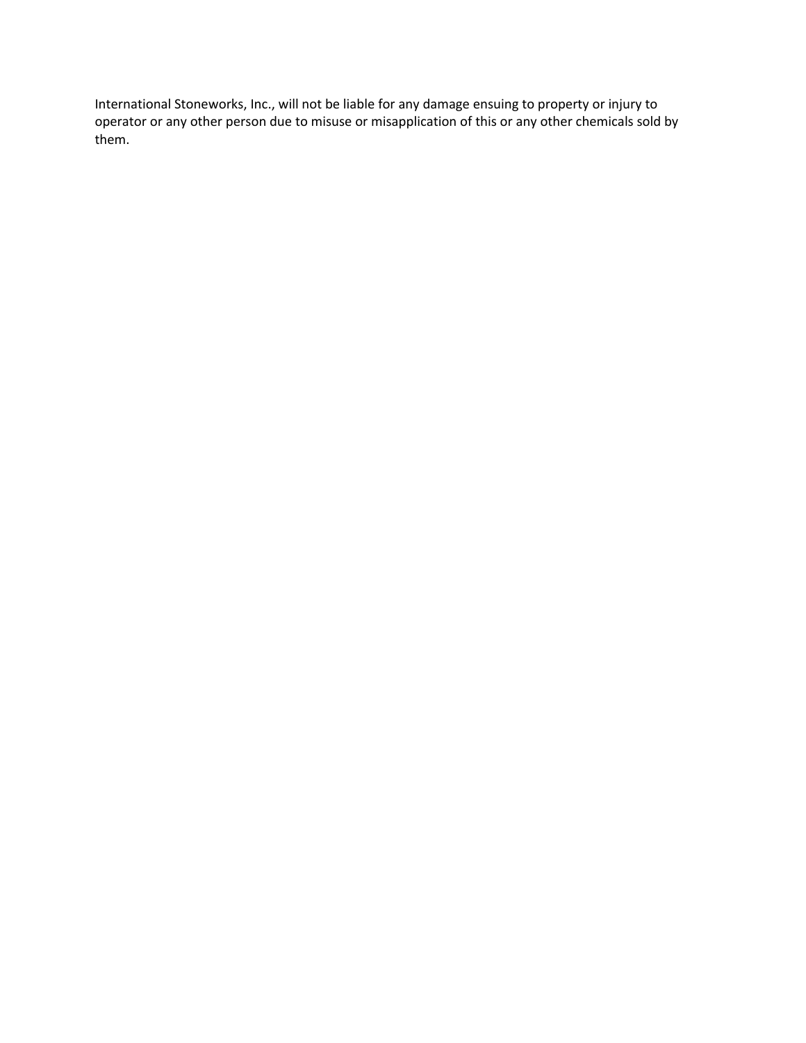International Stoneworks, Inc., will not be liable for any damage ensuing to property or injury to operator or any other person due to misuse or misapplication of this or any other chemicals sold by them.